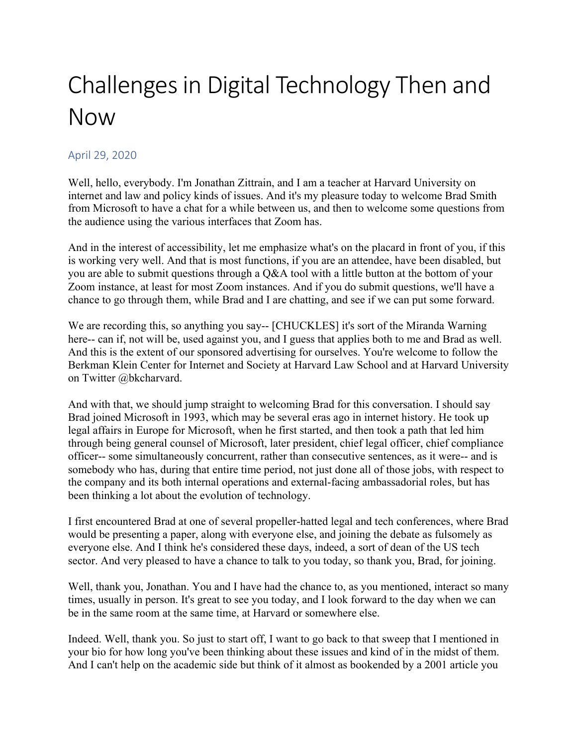# Challenges in Digital Technology Then and Now

April 29, 2020

Well, hello, everybody. I'm Jonathan Zittrain, and I am a teacher at Harvard University on internet and law and policy kinds of issues. And it's my pleasure today to welcome Brad Smith from Microsoft to have a chat for a while between us, and then to welcome some questions from the audience using the various interfaces that Zoom has.

And in the interest of accessibility, let me emphasize what's on the placard in front of you, if this is working very well. And that is most functions, if you are an attendee, have been disabled, but you are able to submit questions through a Q&A tool with a little button at the bottom of your Zoom instance, at least for most Zoom instances. And if you do submit questions, we'll have a chance to go through them, while Brad and I are chatting, and see if we can put some forward.

We are recording this, so anything you say-- [CHUCKLES] it's sort of the Miranda Warning here-- can if, not will be, used against you, and I guess that applies both to me and Brad as well. And this is the extent of our sponsored advertising for ourselves. You're welcome to follow the Berkman Klein Center for Internet and Society at Harvard Law School and at Harvard University on Twitter @bkcharvard.

And with that, we should jump straight to welcoming Brad for this conversation. I should say Brad joined Microsoft in 1993, which may be several eras ago in internet history. He took up legal affairs in Europe for Microsoft, when he first started, and then took a path that led him through being general counsel of Microsoft, later president, chief legal officer, chief compliance officer-- some simultaneously concurrent, rather than consecutive sentences, as it were-- and is somebody who has, during that entire time period, not just done all of those jobs, with respect to the company and its both internal operations and external-facing ambassadorial roles, but has been thinking a lot about the evolution of technology.

I first encountered Brad at one of several propeller-hatted legal and tech conferences, where Brad would be presenting a paper, along with everyone else, and joining the debate as fulsomely as everyone else. And I think he's considered these days, indeed, a sort of dean of the US tech sector. And very pleased to have a chance to talk to you today, so thank you, Brad, for joining.

Well, thank you, Jonathan. You and I have had the chance to, as you mentioned, interact so many times, usually in person. It's great to see you today, and I look forward to the day when we can be in the same room at the same time, at Harvard or somewhere else.

Indeed. Well, thank you. So just to start off, I want to go back to that sweep that I mentioned in your bio for how long you've been thinking about these issues and kind of in the midst of them. And I can't help on the academic side but think of it almost as bookended by a 2001 article you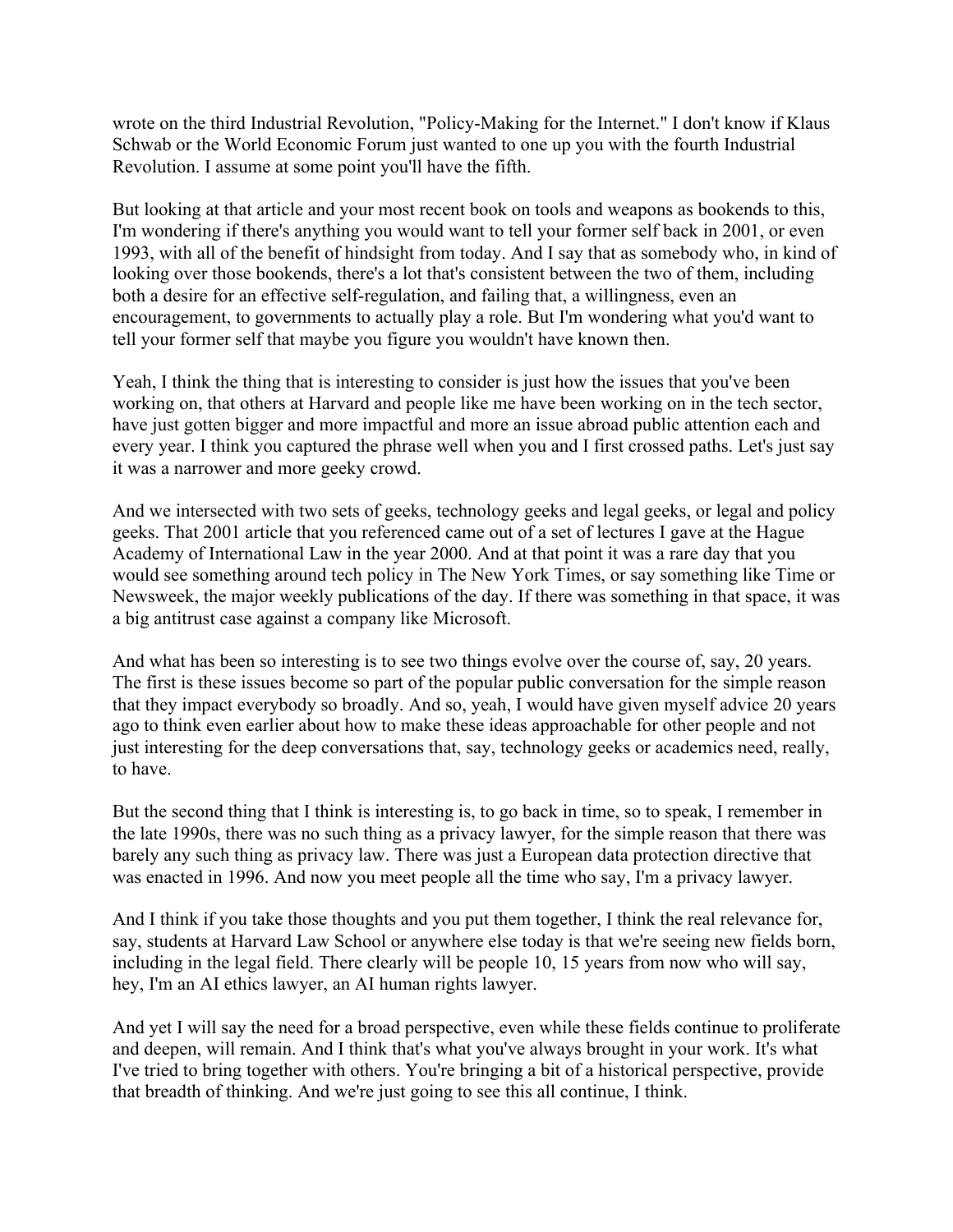wrote on the third Industrial Revolution, "Policy-Making for the Internet." I don't know if Klaus Schwab or the World Economic Forum just wanted to one up you with the fourth Industrial Revolution. I assume at some point you'll have the fifth.

But looking at that article and your most recent book on tools and weapons as bookends to this, I'm wondering if there's anything you would want to tell your former self back in 2001, or even 1993, with all of the benefit of hindsight from today. And I say that as somebody who, in kind of looking over those bookends, there's a lot that's consistent between the two of them, including both a desire for an effective self-regulation, and failing that, a willingness, even an encouragement, to governments to actually play a role. But I'm wondering what you'd want to tell your former self that maybe you figure you wouldn't have known then.

Yeah, I think the thing that is interesting to consider is just how the issues that you've been working on, that others at Harvard and people like me have been working on in the tech sector, have just gotten bigger and more impactful and more an issue abroad public attention each and every year. I think you captured the phrase well when you and I first crossed paths. Let's just say it was a narrower and more geeky crowd.

And we intersected with two sets of geeks, technology geeks and legal geeks, or legal and policy geeks. That 2001 article that you referenced came out of a set of lectures I gave at the Hague Academy of International Law in the year 2000. And at that point it was a rare day that you would see something around tech policy in The New York Times, or say something like Time or Newsweek, the major weekly publications of the day. If there was something in that space, it was a big antitrust case against a company like Microsoft.

And what has been so interesting is to see two things evolve over the course of, say, 20 years. The first is these issues become so part of the popular public conversation for the simple reason that they impact everybody so broadly. And so, yeah, I would have given myself advice 20 years ago to think even earlier about how to make these ideas approachable for other people and not just interesting for the deep conversations that, say, technology geeks or academics need, really, to have.

But the second thing that I think is interesting is, to go back in time, so to speak, I remember in the late 1990s, there was no such thing as a privacy lawyer, for the simple reason that there was barely any such thing as privacy law. There was just a European data protection directive that was enacted in 1996. And now you meet people all the time who say, I'm a privacy lawyer.

And I think if you take those thoughts and you put them together, I think the real relevance for, say, students at Harvard Law School or anywhere else today is that we're seeing new fields born, including in the legal field. There clearly will be people 10, 15 years from now who will say, hey, I'm an AI ethics lawyer, an AI human rights lawyer.

And yet I will say the need for a broad perspective, even while these fields continue to proliferate and deepen, will remain. And I think that's what you've always brought in your work. It's what I've tried to bring together with others. You're bringing a bit of a historical perspective, provide that breadth of thinking. And we're just going to see this all continue, I think.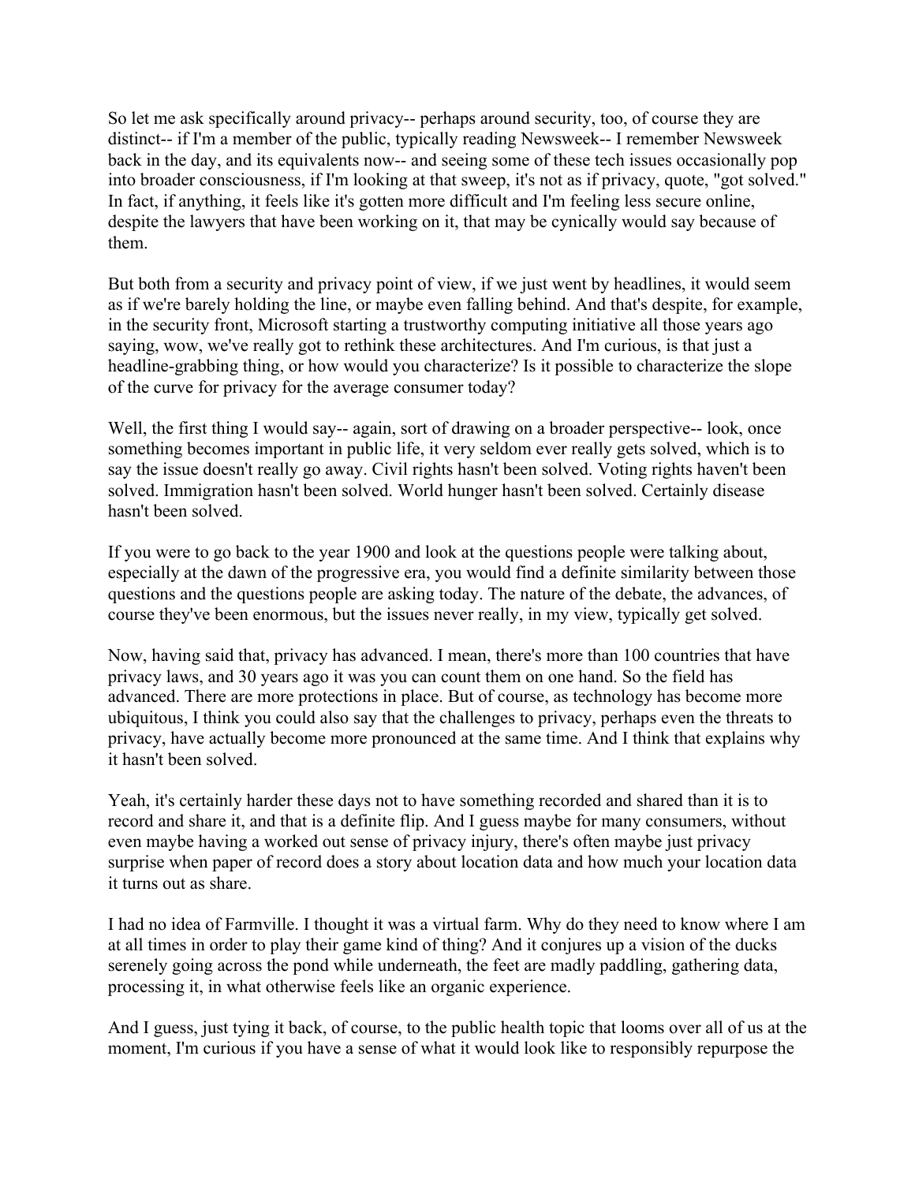So let me ask specifically around privacy-- perhaps around security, too, of course they are distinct-- if I'm a member of the public, typically reading Newsweek-- I remember Newsweek back in the day, and its equivalents now-- and seeing some of these tech issues occasionally pop into broader consciousness, if I'm looking at that sweep, it's not as if privacy, quote, "got solved." In fact, if anything, it feels like it's gotten more difficult and I'm feeling less secure online, despite the lawyers that have been working on it, that may be cynically would say because of them.

But both from a security and privacy point of view, if we just went by headlines, it would seem as if we're barely holding the line, or maybe even falling behind. And that's despite, for example, in the security front, Microsoft starting a trustworthy computing initiative all those years ago saying, wow, we've really got to rethink these architectures. And I'm curious, is that just a headline-grabbing thing, or how would you characterize? Is it possible to characterize the slope of the curve for privacy for the average consumer today?

Well, the first thing I would say-- again, sort of drawing on a broader perspective-- look, once something becomes important in public life, it very seldom ever really gets solved, which is to say the issue doesn't really go away. Civil rights hasn't been solved. Voting rights haven't been solved. Immigration hasn't been solved. World hunger hasn't been solved. Certainly disease hasn't been solved.

If you were to go back to the year 1900 and look at the questions people were talking about, especially at the dawn of the progressive era, you would find a definite similarity between those questions and the questions people are asking today. The nature of the debate, the advances, of course they've been enormous, but the issues never really, in my view, typically get solved.

Now, having said that, privacy has advanced. I mean, there's more than 100 countries that have privacy laws, and 30 years ago it was you can count them on one hand. So the field has advanced. There are more protections in place. But of course, as technology has become more ubiquitous, I think you could also say that the challenges to privacy, perhaps even the threats to privacy, have actually become more pronounced at the same time. And I think that explains why it hasn't been solved.

Yeah, it's certainly harder these days not to have something recorded and shared than it is to record and share it, and that is a definite flip. And I guess maybe for many consumers, without even maybe having a worked out sense of privacy injury, there's often maybe just privacy surprise when paper of record does a story about location data and how much your location data it turns out as share.

I had no idea of Farmville. I thought it was a virtual farm. Why do they need to know where I am at all times in order to play their game kind of thing? And it conjures up a vision of the ducks serenely going across the pond while underneath, the feet are madly paddling, gathering data, processing it, in what otherwise feels like an organic experience.

And I guess, just tying it back, of course, to the public health topic that looms over all of us at the moment, I'm curious if you have a sense of what it would look like to responsibly repurpose the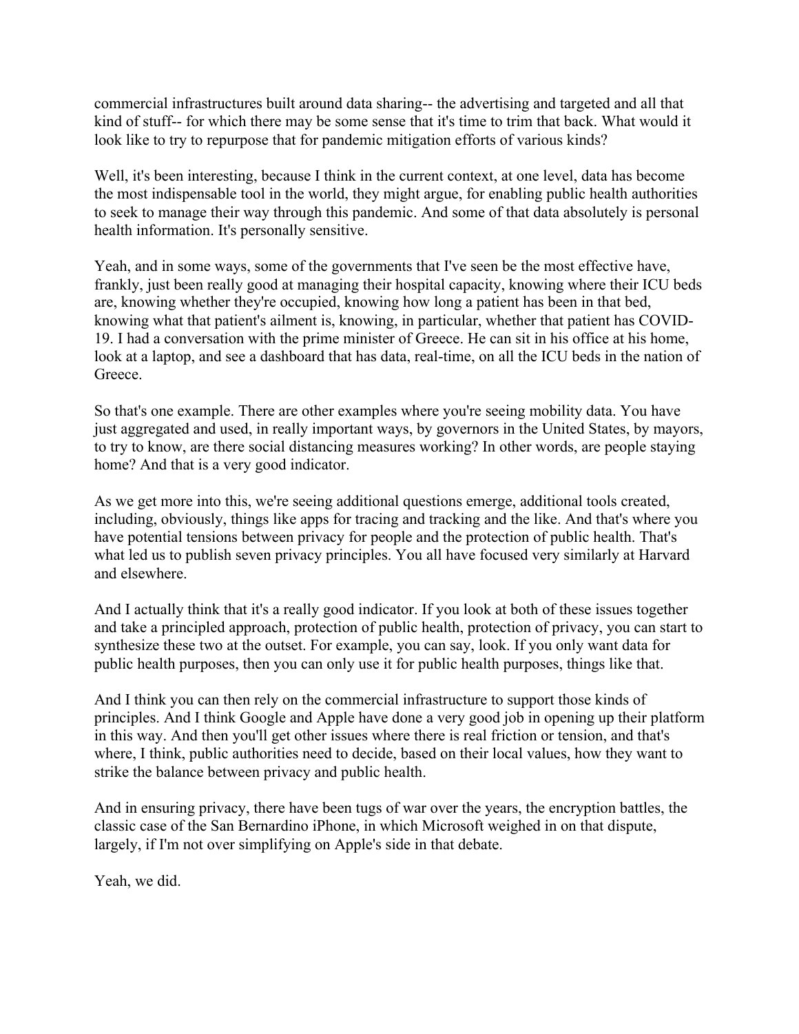commercial infrastructures built around data sharing-- the advertising and targeted and all that kind of stuff-- for which there may be some sense that it's time to trim that back. What would it look like to try to repurpose that for pandemic mitigation efforts of various kinds?

Well, it's been interesting, because I think in the current context, at one level, data has become the most indispensable tool in the world, they might argue, for enabling public health authorities to seek to manage their way through this pandemic. And some of that data absolutely is personal health information. It's personally sensitive.

Yeah, and in some ways, some of the governments that I've seen be the most effective have, frankly, just been really good at managing their hospital capacity, knowing where their ICU beds are, knowing whether they're occupied, knowing how long a patient has been in that bed, knowing what that patient's ailment is, knowing, in particular, whether that patient has COVID-19. I had a conversation with the prime minister of Greece. He can sit in his office at his home, look at a laptop, and see a dashboard that has data, real-time, on all the ICU beds in the nation of Greece.

So that's one example. There are other examples where you're seeing mobility data. You have just aggregated and used, in really important ways, by governors in the United States, by mayors, to try to know, are there social distancing measures working? In other words, are people staying home? And that is a very good indicator.

As we get more into this, we're seeing additional questions emerge, additional tools created, including, obviously, things like apps for tracing and tracking and the like. And that's where you have potential tensions between privacy for people and the protection of public health. That's what led us to publish seven privacy principles. You all have focused very similarly at Harvard and elsewhere.

And I actually think that it's a really good indicator. If you look at both of these issues together and take a principled approach, protection of public health, protection of privacy, you can start to synthesize these two at the outset. For example, you can say, look. If you only want data for public health purposes, then you can only use it for public health purposes, things like that.

And I think you can then rely on the commercial infrastructure to support those kinds of principles. And I think Google and Apple have done a very good job in opening up their platform in this way. And then you'll get other issues where there is real friction or tension, and that's where, I think, public authorities need to decide, based on their local values, how they want to strike the balance between privacy and public health.

And in ensuring privacy, there have been tugs of war over the years, the encryption battles, the classic case of the San Bernardino iPhone, in which Microsoft weighed in on that dispute, largely, if I'm not over simplifying on Apple's side in that debate.

Yeah, we did.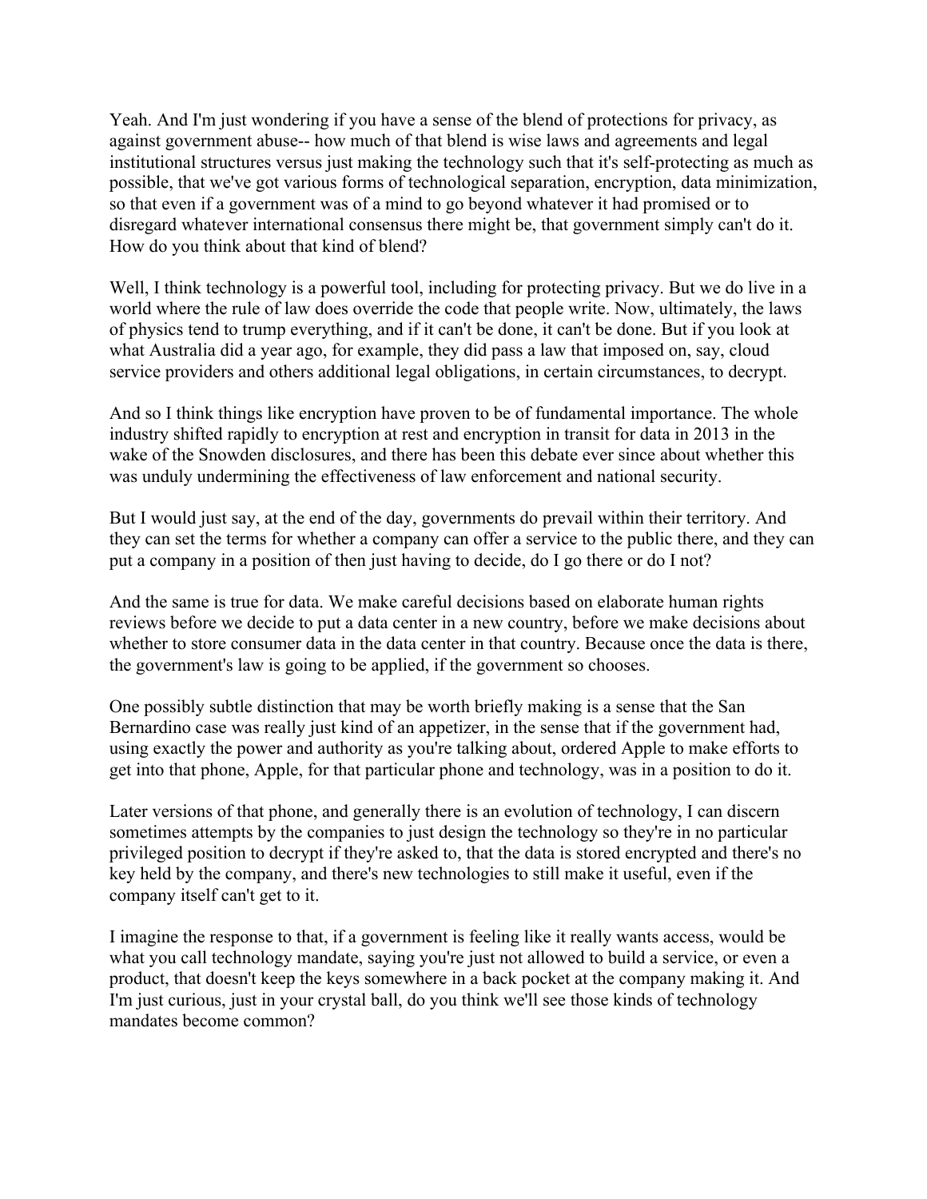Yeah. And I'm just wondering if you have a sense of the blend of protections for privacy, as against government abuse-- how much of that blend is wise laws and agreements and legal institutional structures versus just making the technology such that it's self-protecting as much as possible, that we've got various forms of technological separation, encryption, data minimization, so that even if a government was of a mind to go beyond whatever it had promised or to disregard whatever international consensus there might be, that government simply can't do it. How do you think about that kind of blend?

Well, I think technology is a powerful tool, including for protecting privacy. But we do live in a world where the rule of law does override the code that people write. Now, ultimately, the laws of physics tend to trump everything, and if it can't be done, it can't be done. But if you look at what Australia did a year ago, for example, they did pass a law that imposed on, say, cloud service providers and others additional legal obligations, in certain circumstances, to decrypt.

And so I think things like encryption have proven to be of fundamental importance. The whole industry shifted rapidly to encryption at rest and encryption in transit for data in 2013 in the wake of the Snowden disclosures, and there has been this debate ever since about whether this was unduly undermining the effectiveness of law enforcement and national security.

But I would just say, at the end of the day, governments do prevail within their territory. And they can set the terms for whether a company can offer a service to the public there, and they can put a company in a position of then just having to decide, do I go there or do I not?

And the same is true for data. We make careful decisions based on elaborate human rights reviews before we decide to put a data center in a new country, before we make decisions about whether to store consumer data in the data center in that country. Because once the data is there, the government's law is going to be applied, if the government so chooses.

One possibly subtle distinction that may be worth briefly making is a sense that the San Bernardino case was really just kind of an appetizer, in the sense that if the government had, using exactly the power and authority as you're talking about, ordered Apple to make efforts to get into that phone, Apple, for that particular phone and technology, was in a position to do it.

Later versions of that phone, and generally there is an evolution of technology, I can discern sometimes attempts by the companies to just design the technology so they're in no particular privileged position to decrypt if they're asked to, that the data is stored encrypted and there's no key held by the company, and there's new technologies to still make it useful, even if the company itself can't get to it.

I imagine the response to that, if a government is feeling like it really wants access, would be what you call technology mandate, saying you're just not allowed to build a service, or even a product, that doesn't keep the keys somewhere in a back pocket at the company making it. And I'm just curious, just in your crystal ball, do you think we'll see those kinds of technology mandates become common?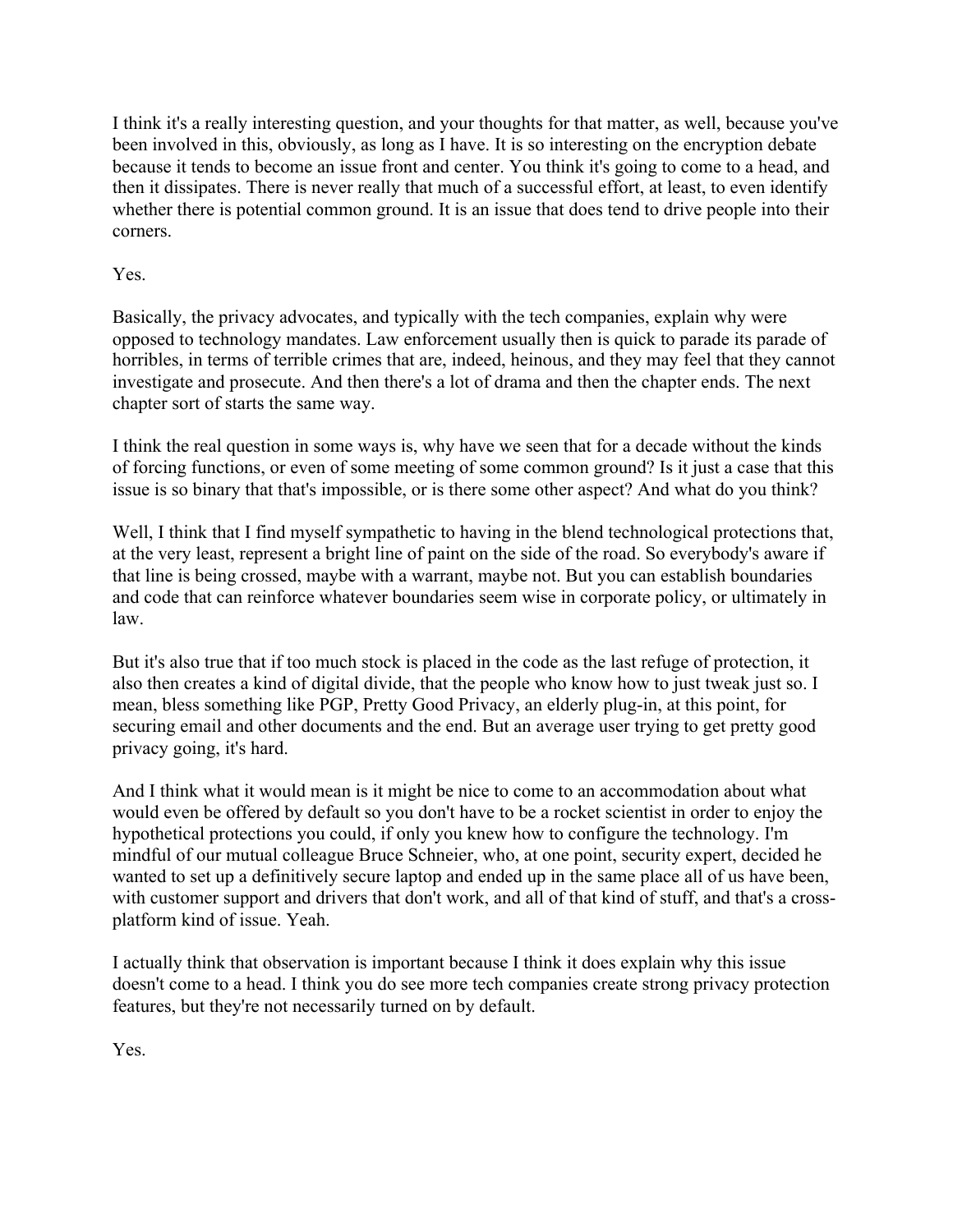I think it's a really interesting question, and your thoughts for that matter, as well, because you've been involved in this, obviously, as long as I have. It is so interesting on the encryption debate because it tends to become an issue front and center. You think it's going to come to a head, and then it dissipates. There is never really that much of a successful effort, at least, to even identify whether there is potential common ground. It is an issue that does tend to drive people into their corners.

Yes.

Basically, the privacy advocates, and typically with the tech companies, explain why were opposed to technology mandates. Law enforcement usually then is quick to parade its parade of horribles, in terms of terrible crimes that are, indeed, heinous, and they may feel that they cannot investigate and prosecute. And then there's a lot of drama and then the chapter ends. The next chapter sort of starts the same way.

I think the real question in some ways is, why have we seen that for a decade without the kinds of forcing functions, or even of some meeting of some common ground? Is it just a case that this issue is so binary that that's impossible, or is there some other aspect? And what do you think?

Well, I think that I find myself sympathetic to having in the blend technological protections that, at the very least, represent a bright line of paint on the side of the road. So everybody's aware if that line is being crossed, maybe with a warrant, maybe not. But you can establish boundaries and code that can reinforce whatever boundaries seem wise in corporate policy, or ultimately in law.

But it's also true that if too much stock is placed in the code as the last refuge of protection, it also then creates a kind of digital divide, that the people who know how to just tweak just so. I mean, bless something like PGP, Pretty Good Privacy, an elderly plug-in, at this point, for securing email and other documents and the end. But an average user trying to get pretty good privacy going, it's hard.

And I think what it would mean is it might be nice to come to an accommodation about what would even be offered by default so you don't have to be a rocket scientist in order to enjoy the hypothetical protections you could, if only you knew how to configure the technology. I'm mindful of our mutual colleague Bruce Schneier, who, at one point, security expert, decided he wanted to set up a definitively secure laptop and ended up in the same place all of us have been, with customer support and drivers that don't work, and all of that kind of stuff, and that's a cross-platform kind of issue. Yeah.

I actually think that observation is important because I think it does explain why this issue doesn't come to a head. I think you do see more tech companies create strong privacy protection features, but they're not necessarily turned on by default.

Yes.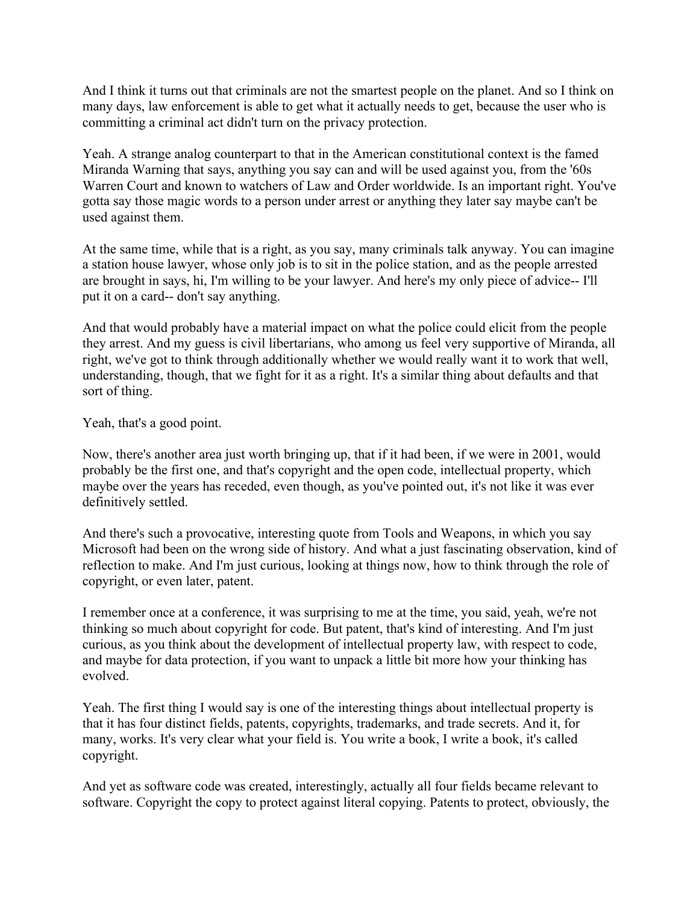And I think it turns out that criminals are not the smartest people on the planet. And so I think on many days, law enforcement is able to get what it actually needs to get, because the user who is committing a criminal act didn't turn on the privacy protection.

Yeah. A strange analog counterpart to that in the American constitutional context is the famed Miranda Warning that says, anything you say can and will be used against you, from the '60s Warren Court and known to watchers of Law and Order worldwide. Is an important right. You've gotta say those magic words to a person under arrest or anything they later say maybe can't be used against them.

At the same time, while that is a right, as you say, many criminals talk anyway. You can imagine a station house lawyer, whose only job is to sit in the police station, and as the people arrested are brought in says, hi, I'm willing to be your lawyer. And here's my only piece of advice-- I'll put it on a card-- don't say anything.

And that would probably have a material impact on what the police could elicit from the people they arrest. And my guess is civil libertarians, who among us feel very supportive of Miranda, all right, we've got to think through additionally whether we would really want it to work that well, understanding, though, that we fight for it as a right. It's a similar thing about defaults and that sort of thing.

Yeah, that's a good point.

Now, there's another area just worth bringing up, that if it had been, if we were in 2001, would probably be the first one, and that's copyright and the open code, intellectual property, which maybe over the years has receded, even though, as you've pointed out, it's not like it was ever definitively settled.

And there's such a provocative, interesting quote from Tools and Weapons, in which you say Microsoft had been on the wrong side of history. And what a just fascinating observation, kind of reflection to make. And I'm just curious, looking at things now, how to think through the role of copyright, or even later, patent.

I remember once at a conference, it was surprising to me at the time, you said, yeah, we're not thinking so much about copyright for code. But patent, that's kind of interesting. And I'm just curious, as you think about the development of intellectual property law, with respect to code, and maybe for data protection, if you want to unpack a little bit more how your thinking has evolved.

Yeah. The first thing I would say is one of the interesting things about intellectual property is that it has four distinct fields, patents, copyrights, trademarks, and trade secrets. And it, for many, works. It's very clear what your field is. You write a book, I write a book, it's called copyright.

And yet as software code was created, interestingly, actually all four fields became relevant to software. Copyright the copy to protect against literal copying. Patents to protect, obviously, the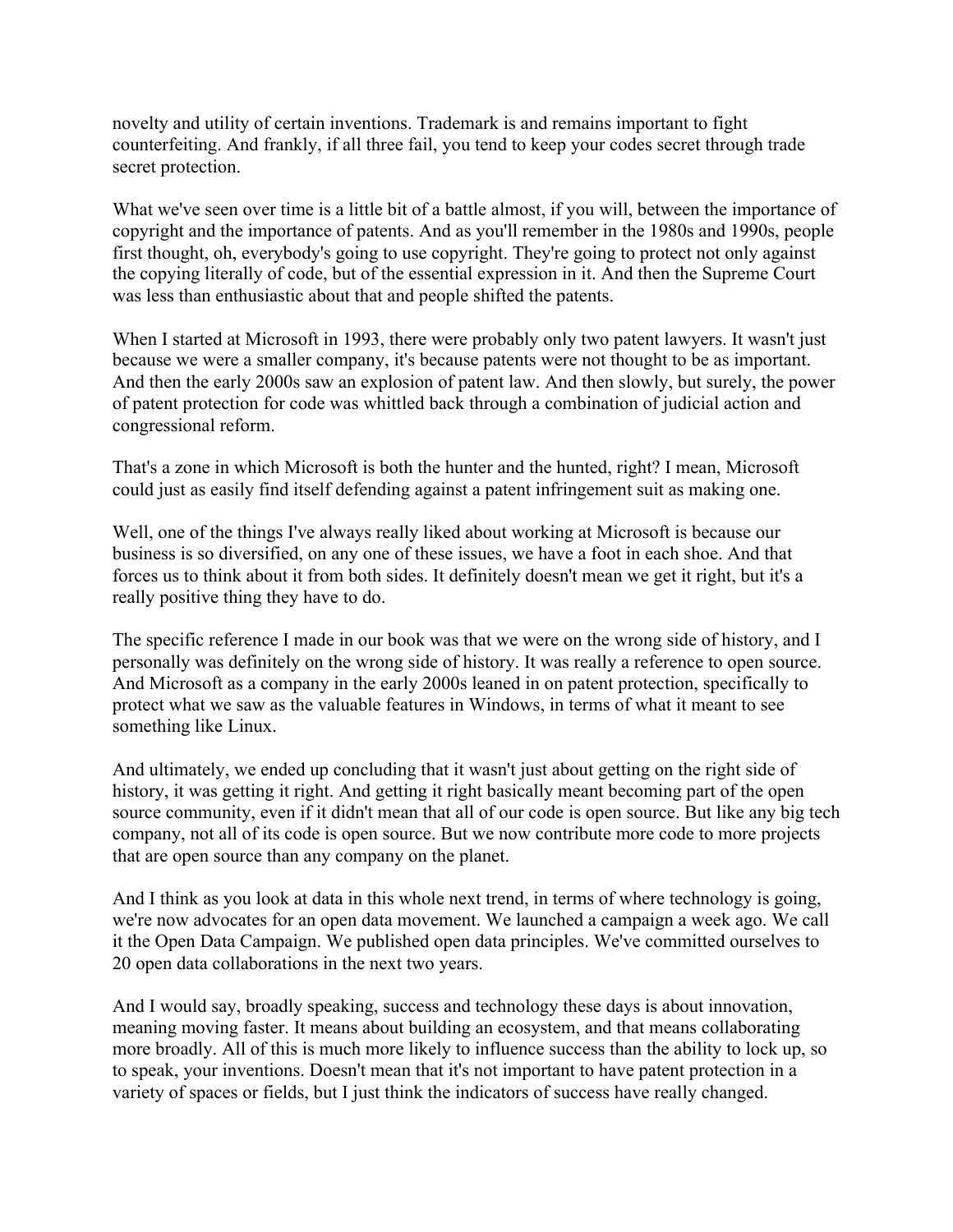novelty and utility of certain inventions. Trademark is and remains important to fight counterfeiting. And frankly, if all three fail, you tend to keep your codes secret through trade secret protection.

What we've seen over time is a little bit of a battle almost, if you will, between the importance of copyright and the importance of patents. And as you'll remember in the 1980s and 1990s, people first thought, oh, everybody's going to use copyright. They're going to protect not only against the copying literally of code, but of the essential expression in it. And then the Supreme Court was less than enthusiastic about that and people shifted the patents.

When I started at Microsoft in 1993, there were probably only two patent lawyers. It wasn't just because we were a smaller company, it's because patents were not thought to be as important. And then the early 2000s saw an explosion of patent law. And then slowly, but surely, the power of patent protection for code was whittled back through a combination of judicial action and congressional reform.

That's a zone in which Microsoft is both the hunter and the hunted, right? I mean, Microsoft could just as easily find itself defending against a patent infringement suit as making one.

Well, one of the things I've always really liked about working at Microsoft is because our business is so diversified, on any one of these issues, we have a foot in each shoe. And that forces us to think about it from both sides. It definitely doesn't mean we get it right, but it's a really positive thing they have to do.

The specific reference I made in our book was that we were on the wrong side of history, and I personally was definitely on the wrong side of history. It was really a reference to open source. And Microsoft as a company in the early 2000s leaned in on patent protection, specifically to protect what we saw as the valuable features in Windows, in terms of what it meant to see something like Linux.

And ultimately, we ended up concluding that it wasn't just about getting on the right side of history, it was getting it right. And getting it right basically meant becoming part of the open source community, even if it didn't mean that all of our code is open source. But like any big tech company, not all of its code is open source. But we now contribute more code to more projects that are open source than any company on the planet.

And I think as you look at data in this whole next trend, in terms of where technology is going, we're now advocates for an open data movement. We launched a campaign a week ago. We call it the Open Data Campaign. We published open data principles. We've committed ourselves to 20 open data collaborations in the next two years.

And I would say, broadly speaking, success and technology these days is about innovation, meaning moving faster. It means about building an ecosystem, and that means collaborating more broadly. All of this is much more likely to influence success than the ability to lock up, so to speak, your inventions. Doesn't mean that it's not important to have patent protection in a variety of spaces or fields, but I just think the indicators of success have really changed.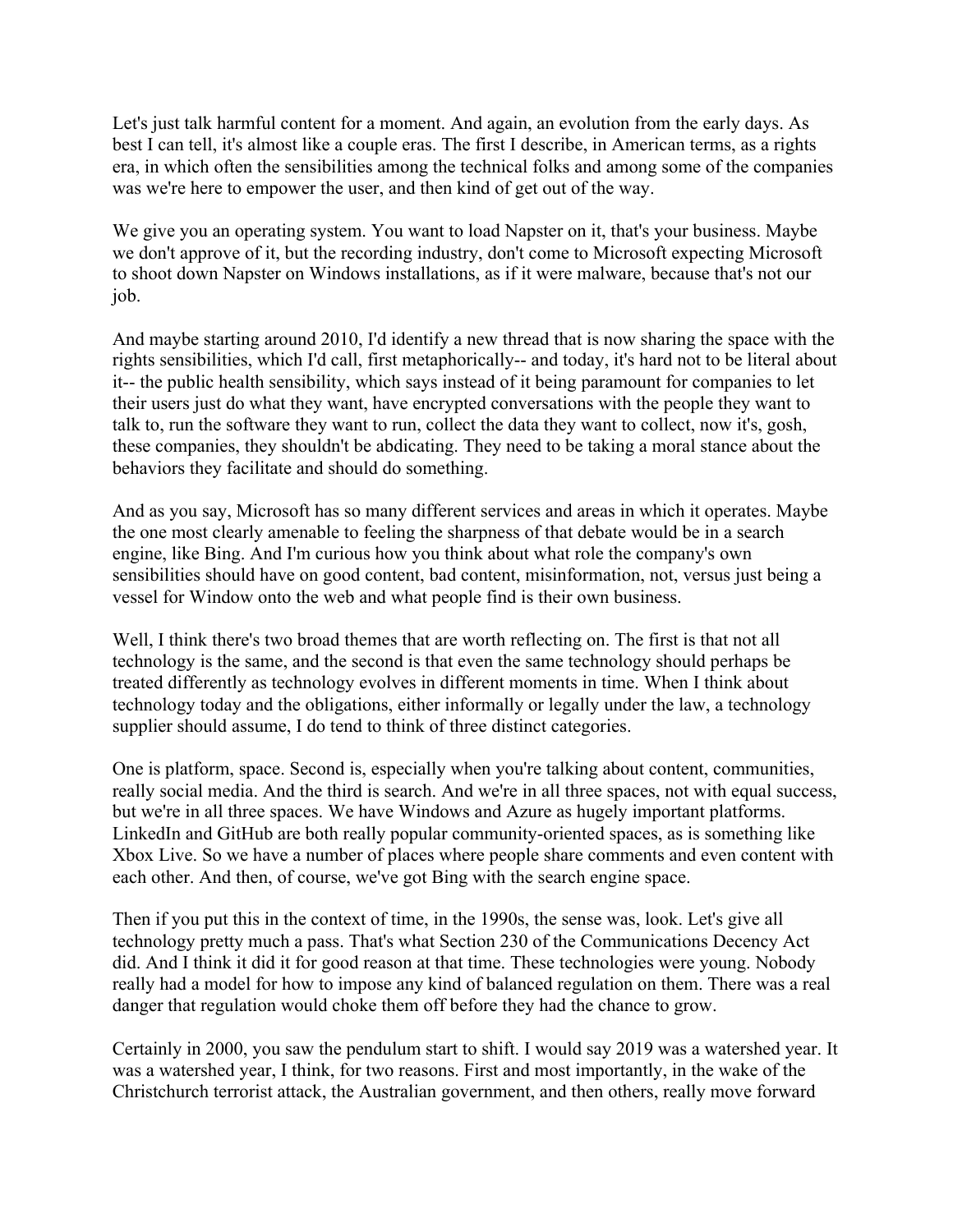Let's just talk harmful content for a moment. And again, an evolution from the early days. As best I can tell, it's almost like a couple eras. The first I describe, in American terms, as a rights era, in which often the sensibilities among the technical folks and among some of the companies was we're here to empower the user, and then kind of get out of the way.

We give you an operating system. You want to load Napster on it, that's your business. Maybe we don't approve of it, but the recording industry, don't come to Microsoft expecting Microsoft to shoot down Napster on Windows installations, as if it were malware, because that's not our job.

And maybe starting around 2010, I'd identify a new thread that is now sharing the space with the rights sensibilities, which I'd call, first metaphorically-- and today, it's hard not to be literal about it-- the public health sensibility, which says instead of it being paramount for companies to let their users just do what they want, have encrypted conversations with the people they want to talk to, run the software they want to run, collect the data they want to collect, now it's, gosh, these companies, they shouldn't be abdicating. They need to be taking a moral stance about the behaviors they facilitate and should do something.

And as you say, Microsoft has so many different services and areas in which it operates. Maybe the one most clearly amenable to feeling the sharpness of that debate would be in a search engine, like Bing. And I'm curious how you think about what role the company's own sensibilities should have on good content, bad content, misinformation, not, versus just being a vessel for Window onto the web and what people find is their own business.

Well, I think there's two broad themes that are worth reflecting on. The first is that not all technology is the same, and the second is that even the same technology should perhaps be treated differently as technology evolves in different moments in time. When I think about technology today and the obligations, either informally or legally under the law, a technology supplier should assume, I do tend to think of three distinct categories.

One is platform, space. Second is, especially when you're talking about content, communities, really social media. And the third is search. And we're in all three spaces, not with equal success, but we're in all three spaces. We have Windows and Azure as hugely important platforms. LinkedIn and GitHub are both really popular community-oriented spaces, as is something like Xbox Live. So we have a number of places where people share comments and even content with each other. And then, of course, we've got Bing with the search engine space.

Then if you put this in the context of time, in the 1990s, the sense was, look. Let's give all technology pretty much a pass. That's what Section 230 of the Communications Decency Act did. And I think it did it for good reason at that time. These technologies were young. Nobody really had a model for how to impose any kind of balanced regulation on them. There was a real danger that regulation would choke them off before they had the chance to grow.

Certainly in 2000, you saw the pendulum start to shift. I would say 2019 was a watershed year. It was a watershed year, I think, for two reasons. First and most importantly, in the wake of the Christchurch terrorist attack, the Australian government, and then others, really move forward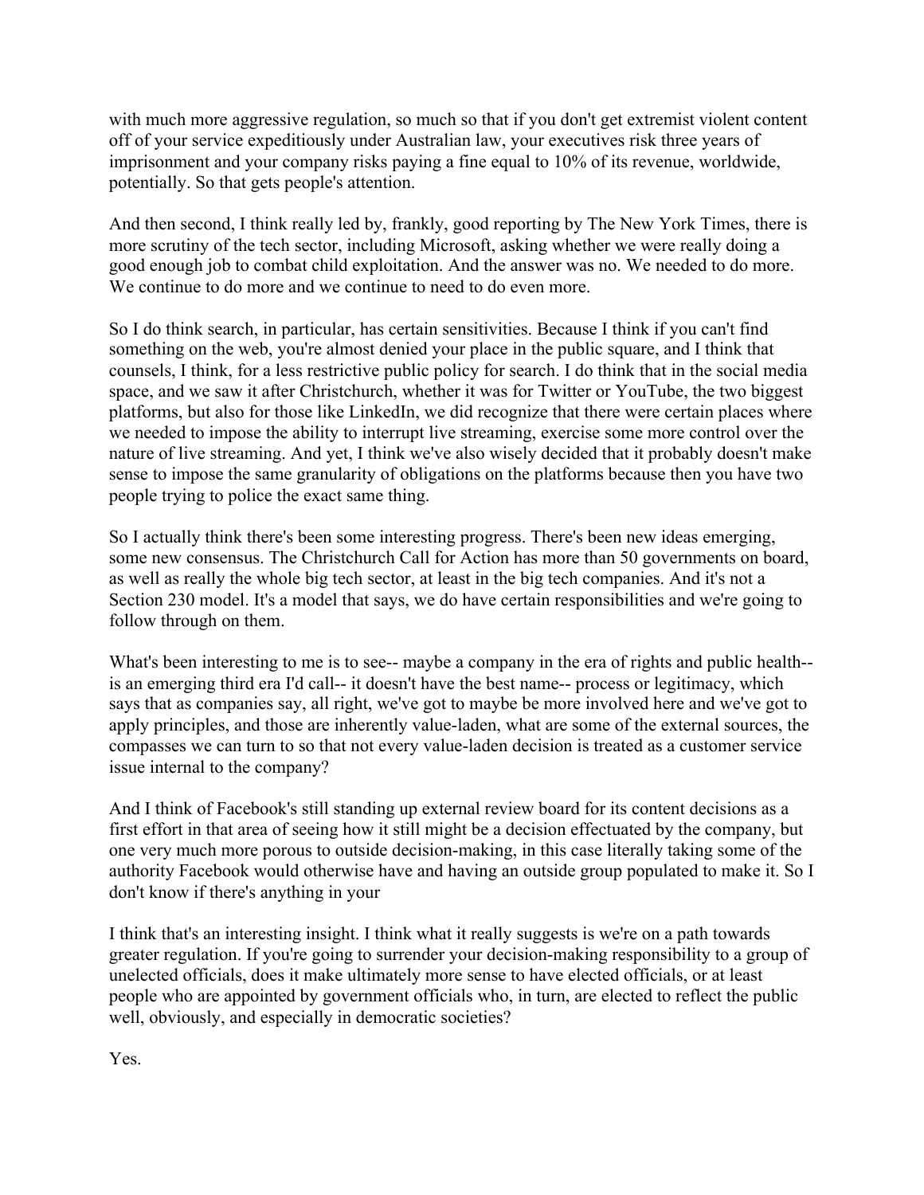with much more aggressive regulation, so much so that if you don't get extremist violent content off of your service expeditiously under Australian law, your executives risk three years of imprisonment and your company risks paying a fine equal to 10% of its revenue, worldwide, potentially. So that gets people's attention.

And then second, I think really led by, frankly, good reporting by The New York Times, there is more scrutiny of the tech sector, including Microsoft, asking whether we were really doing a good enough job to combat child exploitation. And the answer was no. We needed to do more. We continue to do more and we continue to need to do even more.

So I do think search, in particular, has certain sensitivities. Because I think if you can't find something on the web, you're almost denied your place in the public square, and I think that counsels, I think, for a less restrictive public policy for search. I do think that in the social media space, and we saw it after Christchurch, whether it was for Twitter or YouTube, the two biggest platforms, but also for those like LinkedIn, we did recognize that there were certain places where we needed to impose the ability to interrupt live streaming, exercise some more control over the nature of live streaming. And yet, I think we've also wisely decided that it probably doesn't make sense to impose the same granularity of obligations on the platforms because then you have two people trying to police the exact same thing.

So I actually think there's been some interesting progress. There's been new ideas emerging, some new consensus. The Christchurch Call for Action has more than 50 governments on board, as well as really the whole big tech sector, at least in the big tech companies. And it's not a Section 230 model. It's a model that says, we do have certain responsibilities and we're going to follow through on them.

What's been interesting to me is to see-- maybe a company in the era of rights and public health-- is an emerging third era I'd call-- it doesn't have the best name-- process or legitimacy, which says that as companies say, all right, we've got to maybe be more involved here and we've got to apply principles, and those are inherently value-laden, what are some of the external sources, the compasses we can turn to so that not every value-laden decision is treated as a customer service issue internal to the company?

And I think of Facebook's still standing up external review board for its content decisions as a first effort in that area of seeing how it still might be a decision effectuated by the company, but one very much more porous to outside decision-making, in this case literally taking some of the authority Facebook would otherwise have and having an outside group populated to make it. So I don't know if there's anything in your

I think that's an interesting insight. I think what it really suggests is we're on a path towards greater regulation. If you're going to surrender your decision-making responsibility to a group of unelected officials, does it make ultimately more sense to have elected officials, or at least people who are appointed by government officials who, in turn, are elected to reflect the public well, obviously, and especially in democratic societies?

Yes.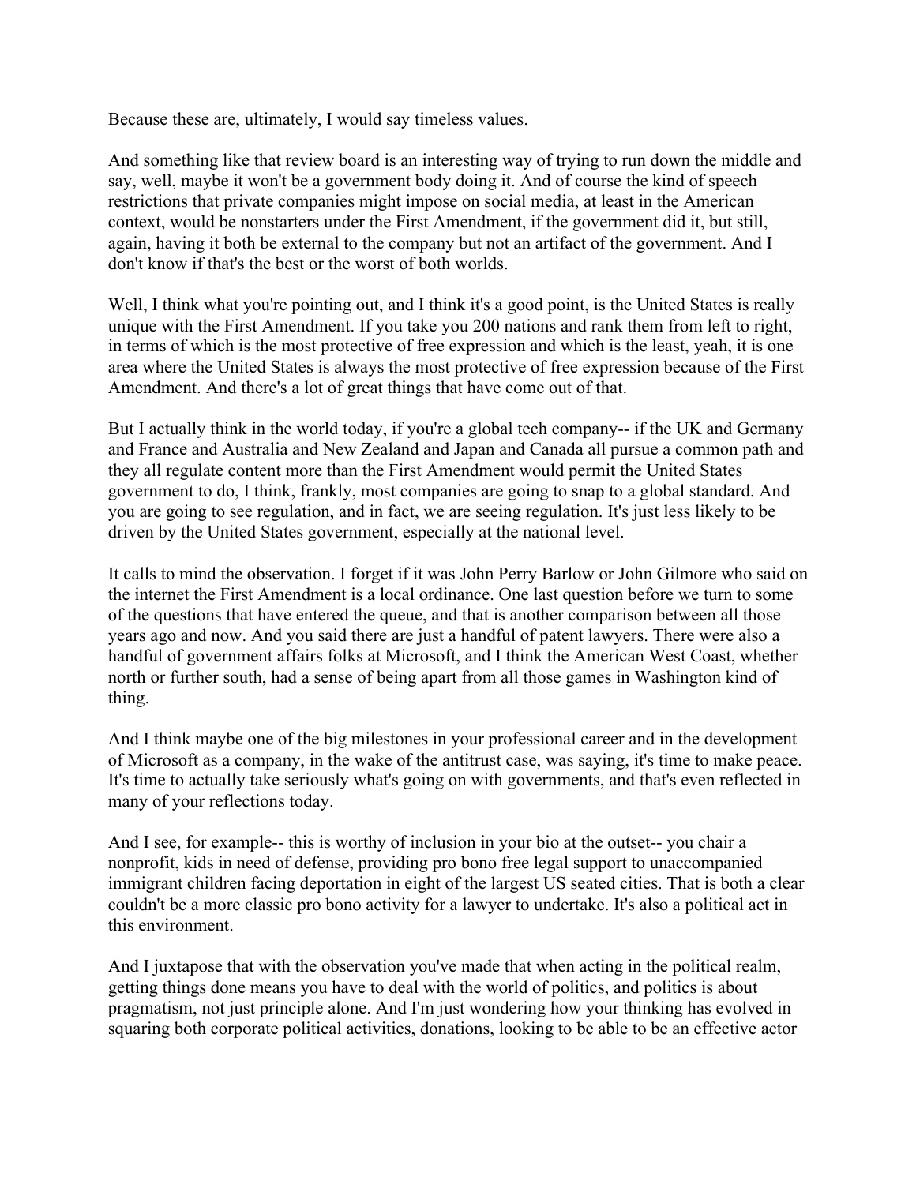Because these are, ultimately, I would say timeless values.

And something like that review board is an interesting way of trying to run down the middle and say, well, maybe it won't be a government body doing it. And of course the kind of speech restrictions that private companies might impose on social media, at least in the American context, would be nonstarters under the First Amendment, if the government did it, but still, again, having it both be external to the company but not an artifact of the government. And I don't know if that's the best or the worst of both worlds.

Well, I think what you're pointing out, and I think it's a good point, is the United States is really unique with the First Amendment. If you take you 200 nations and rank them from left to right, in terms of which is the most protective of free expression and which is the least, yeah, it is one area where the United States is always the most protective of free expression because of the First Amendment. And there's a lot of great things that have come out of that.

But I actually think in the world today, if you're a global tech company-- if the UK and Germany and France and Australia and New Zealand and Japan and Canada all pursue a common path and they all regulate content more than the First Amendment would permit the United States government to do, I think, frankly, most companies are going to snap to a global standard. And you are going to see regulation, and in fact, we are seeing regulation. It's just less likely to be driven by the United States government, especially at the national level.

It calls to mind the observation. I forget if it was John Perry Barlow or John Gilmore who said on the internet the First Amendment is a local ordinance. One last question before we turn to some of the questions that have entered the queue, and that is another comparison between all those years ago and now. And you said there are just a handful of patent lawyers. There were also a handful of government affairs folks at Microsoft, and I think the American West Coast, whether north or further south, had a sense of being apart from all those games in Washington kind of thing.

And I think maybe one of the big milestones in your professional career and in the development of Microsoft as a company, in the wake of the antitrust case, was saying, it's time to make peace. It's time to actually take seriously what's going on with governments, and that's even reflected in many of your reflections today.

And I see, for example-- this is worthy of inclusion in your bio at the outset-- you chair a nonprofit, kids in need of defense, providing pro bono free legal support to unaccompanied immigrant children facing deportation in eight of the largest US seated cities. That is both a clear couldn't be a more classic pro bono activity for a lawyer to undertake. It's also a political act in this environment.

And I juxtapose that with the observation you've made that when acting in the political realm, getting things done means you have to deal with the world of politics, and politics is about pragmatism, not just principle alone. And I'm just wondering how your thinking has evolved in squaring both corporate political activities, donations, looking to be able to be an effective actor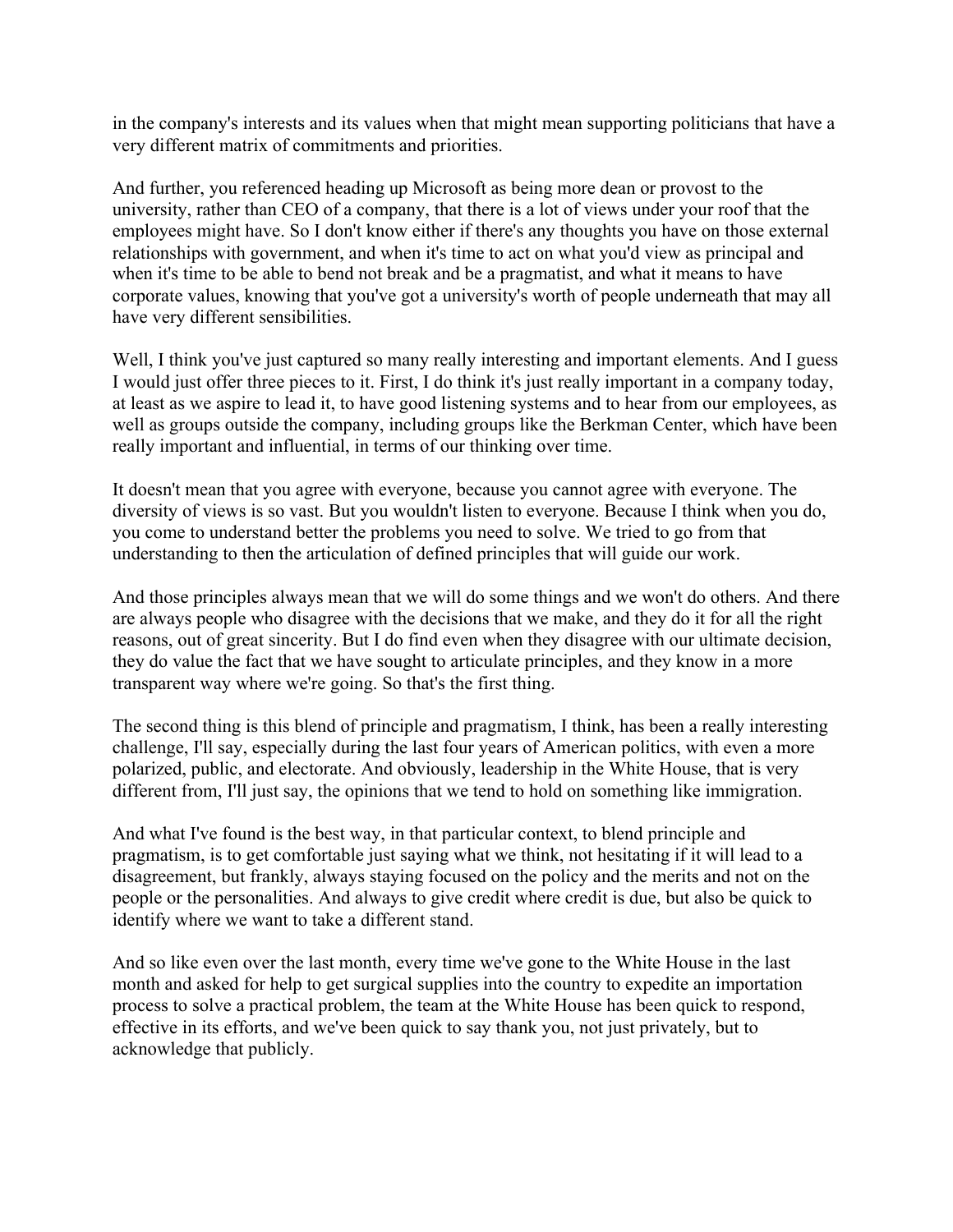in the company's interests and its values when that might mean supporting politicians that have a very different matrix of commitments and priorities.

And further, you referenced heading up Microsoft as being more dean or provost to the university, rather than CEO of a company, that there is a lot of views under your roof that the employees might have. So I don't know either if there's any thoughts you have on those external relationships with government, and when it's time to act on what you'd view as principal and when it's time to be able to bend not break and be a pragmatist, and what it means to have corporate values, knowing that you've got a university's worth of people underneath that may all have very different sensibilities.

Well, I think you've just captured so many really interesting and important elements. And I guess I would just offer three pieces to it. First, I do think it's just really important in a company today, at least as we aspire to lead it, to have good listening systems and to hear from our employees, as well as groups outside the company, including groups like the Berkman Center, which have been really important and influential, in terms of our thinking over time.

It doesn't mean that you agree with everyone, because you cannot agree with everyone. The diversity of views is so vast. But you wouldn't listen to everyone. Because I think when you do, you come to understand better the problems you need to solve. We tried to go from that understanding to then the articulation of defined principles that will guide our work.

And those principles always mean that we will do some things and we won't do others. And there are always people who disagree with the decisions that we make, and they do it for all the right reasons, out of great sincerity. But I do find even when they disagree with our ultimate decision, they do value the fact that we have sought to articulate principles, and they know in a more transparent way where we're going. So that's the first thing.

The second thing is this blend of principle and pragmatism, I think, has been a really interesting challenge, I'll say, especially during the last four years of American politics, with even a more polarized, public, and electorate. And obviously, leadership in the White House, that is very different from, I'll just say, the opinions that we tend to hold on something like immigration.

And what I've found is the best way, in that particular context, to blend principle and pragmatism, is to get comfortable just saying what we think, not hesitating if it will lead to a disagreement, but frankly, always staying focused on the policy and the merits and not on the people or the personalities. And always to give credit where credit is due, but also be quick to identify where we want to take a different stand.

And so like even over the last month, every time we've gone to the White House in the last month and asked for help to get surgical supplies into the country to expedite an importation process to solve a practical problem, the team at the White House has been quick to respond, effective in its efforts, and we've been quick to say thank you, not just privately, but to acknowledge that publicly.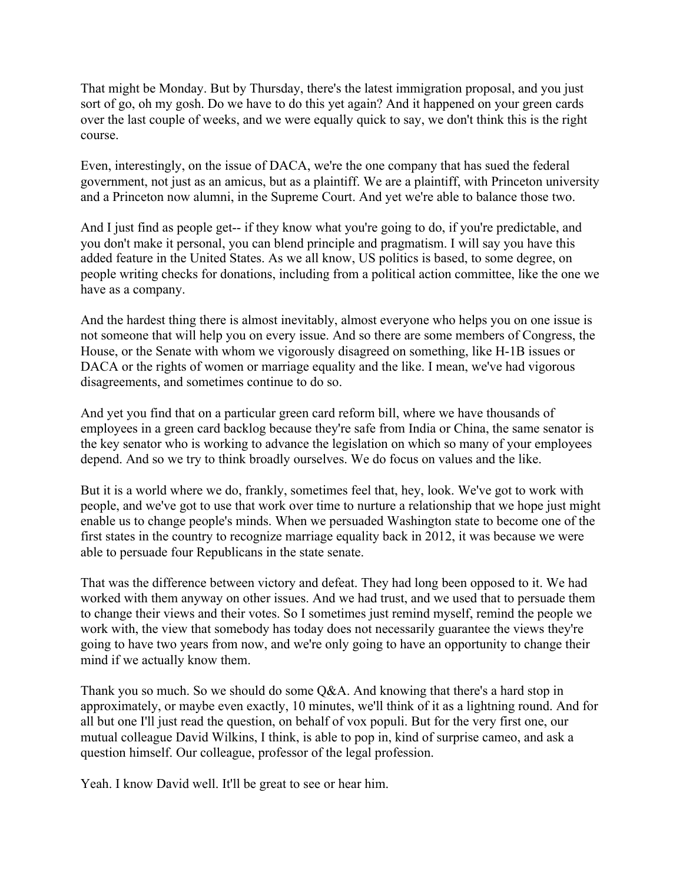That might be Monday. But by Thursday, there's the latest immigration proposal, and you just sort of go, oh my gosh. Do we have to do this yet again? And it happened on your green cards over the last couple of weeks, and we were equally quick to say, we don't think this is the right course.

Even, interestingly, on the issue of DACA, we're the one company that has sued the federal government, not just as an amicus, but as a plaintiff. We are a plaintiff, with Princeton university and a Princeton now alumni, in the Supreme Court. And yet we're able to balance those two.

And I just find as people get-- if they know what you're going to do, if you're predictable, and you don't make it personal, you can blend principle and pragmatism. I will say you have this added feature in the United States. As we all know, US politics is based, to some degree, on people writing checks for donations, including from a political action committee, like the one we have as a company.

And the hardest thing there is almost inevitably, almost everyone who helps you on one issue is not someone that will help you on every issue. And so there are some members of Congress, the House, or the Senate with whom we vigorously disagreed on something, like H-1B issues or DACA or the rights of women or marriage equality and the like. I mean, we've had vigorous disagreements, and sometimes continue to do so.

And yet you find that on a particular green card reform bill, where we have thousands of employees in a green card backlog because they're safe from India or China, the same senator is the key senator who is working to advance the legislation on which so many of your employees depend. And so we try to think broadly ourselves. We do focus on values and the like.

But it is a world where we do, frankly, sometimes feel that, hey, look. We've got to work with people, and we've got to use that work over time to nurture a relationship that we hope just might enable us to change people's minds. When we persuaded Washington state to become one of the first states in the country to recognize marriage equality back in 2012, it was because we were able to persuade four Republicans in the state senate.

That was the difference between victory and defeat. They had long been opposed to it. We had worked with them anyway on other issues. And we had trust, and we used that to persuade them to change their views and their votes. So I sometimes just remind myself, remind the people we work with, the view that somebody has today does not necessarily guarantee the views they're going to have two years from now, and we're only going to have an opportunity to change their mind if we actually know them.

Thank you so much. So we should do some Q&A. And knowing that there's a hard stop in approximately, or maybe even exactly, 10 minutes, we'll think of it as a lightning round. And for all but one I'll just read the question, on behalf of vox populi. But for the very first one, our mutual colleague David Wilkins, I think, is able to pop in, kind of surprise cameo, and ask a question himself. Our colleague, professor of the legal profession.

Yeah. I know David well. It'll be great to see or hear him.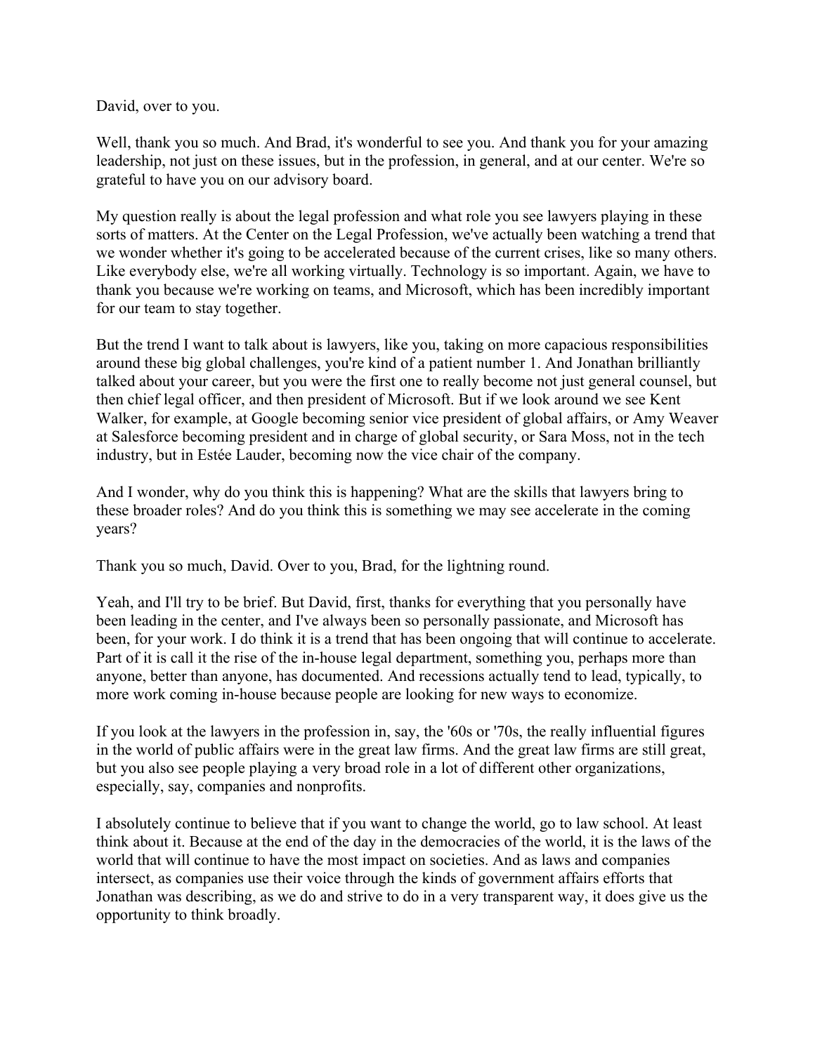David, over to you.

Well, thank you so much. And Brad, it's wonderful to see you. And thank you for your amazing leadership, not just on these issues, but in the profession, in general, and at our center. We're so grateful to have you on our advisory board.

My question really is about the legal profession and what role you see lawyers playing in these sorts of matters. At the Center on the Legal Profession, we've actually been watching a trend that we wonder whether it's going to be accelerated because of the current crises, like so many others. Like everybody else, we're all working virtually. Technology is so important. Again, we have to thank you because we're working on teams, and Microsoft, which has been incredibly important for our team to stay together.

But the trend I want to talk about is lawyers, like you, taking on more capacious responsibilities around these big global challenges, you're kind of a patient number 1. And Jonathan brilliantly talked about your career, but you were the first one to really become not just general counsel, but then chief legal officer, and then president of Microsoft. But if we look around we see Kent Walker, for example, at Google becoming senior vice president of global affairs, or Amy Weaver at Salesforce becoming president and in charge of global security, or Sara Moss, not in the tech industry, but in Estée Lauder, becoming now the vice chair of the company.

And I wonder, why do you think this is happening? What are the skills that lawyers bring to these broader roles? And do you think this is something we may see accelerate in the coming years?

Thank you so much, David. Over to you, Brad, for the lightning round.

Yeah, and I'll try to be brief. But David, first, thanks for everything that you personally have been leading in the center, and I've always been so personally passionate, and Microsoft has been, for your work. I do think it is a trend that has been ongoing that will continue to accelerate. Part of it is call it the rise of the in-house legal department, something you, perhaps more than anyone, better than anyone, has documented. And recessions actually tend to lead, typically, to more work coming in-house because people are looking for new ways to economize.

If you look at the lawyers in the profession in, say, the '60s or '70s, the really influential figures in the world of public affairs were in the great law firms. And the great law firms are still great, but you also see people playing a very broad role in a lot of different other organizations, especially, say, companies and nonprofits.

I absolutely continue to believe that if you want to change the world, go to law school. At least think about it. Because at the end of the day in the democracies of the world, it is the laws of the world that will continue to have the most impact on societies. And as laws and companies intersect, as companies use their voice through the kinds of government affairs efforts that Jonathan was describing, as we do and strive to do in a very transparent way, it does give us the opportunity to think broadly.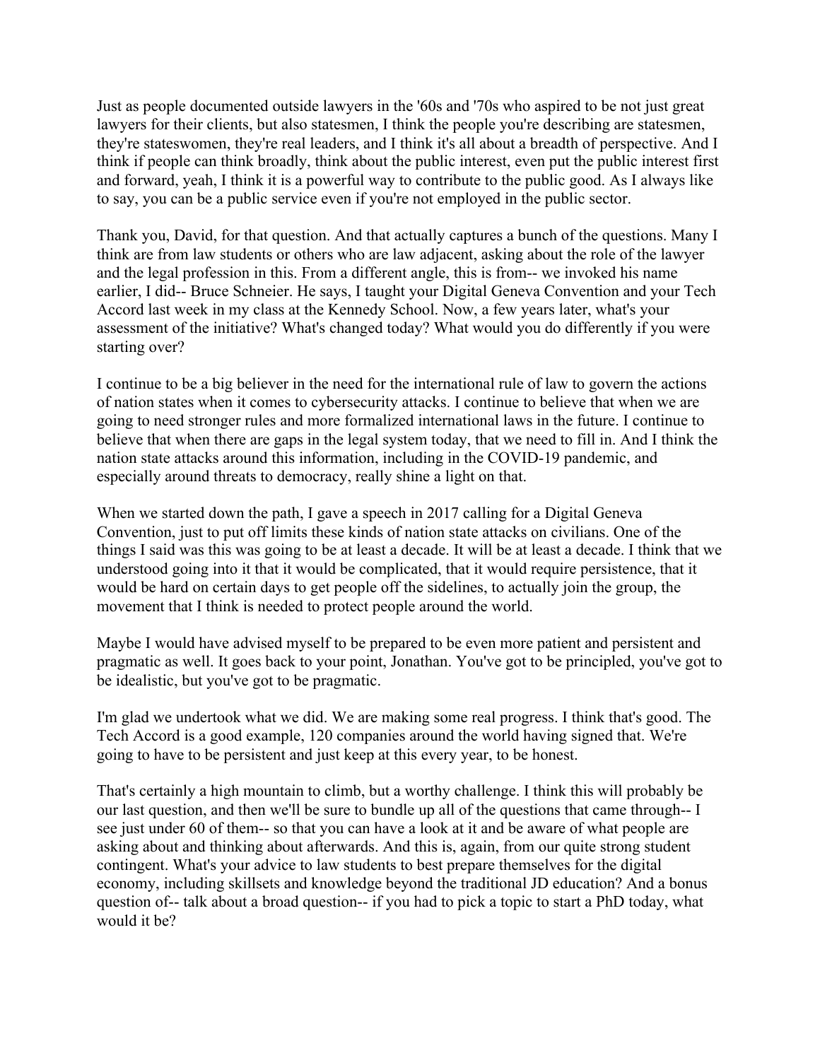Just as people documented outside lawyers in the '60s and '70s who aspired to be not just great lawyers for their clients, but also statesmen, I think the people you're describing are statesmen, they're stateswomen, they're real leaders, and I think it's all about a breadth of perspective. And I think if people can think broadly, think about the public interest, even put the public interest first and forward, yeah, I think it is a powerful way to contribute to the public good. As I always like to say, you can be a public service even if you're not employed in the public sector.

Thank you, David, for that question. And that actually captures a bunch of the questions. Many I think are from law students or others who are law adjacent, asking about the role of the lawyer and the legal profession in this. From a different angle, this is from-- we invoked his name earlier, I did-- Bruce Schneier. He says, I taught your Digital Geneva Convention and your Tech Accord last week in my class at the Kennedy School. Now, a few years later, what's your assessment of the initiative? What's changed today? What would you do differently if you were starting over?

I continue to be a big believer in the need for the international rule of law to govern the actions of nation states when it comes to cybersecurity attacks. I continue to believe that when we are going to need stronger rules and more formalized international laws in the future. I continue to believe that when there are gaps in the legal system today, that we need to fill in. And I think the nation state attacks around this information, including in the COVID-19 pandemic, and especially around threats to democracy, really shine a light on that.

When we started down the path, I gave a speech in 2017 calling for a Digital Geneva Convention, just to put off limits these kinds of nation state attacks on civilians. One of the things I said was this was going to be at least a decade. It will be at least a decade. I think that we understood going into it that it would be complicated, that it would require persistence, that it would be hard on certain days to get people off the sidelines, to actually join the group, the movement that I think is needed to protect people around the world.

Maybe I would have advised myself to be prepared to be even more patient and persistent and pragmatic as well. It goes back to your point, Jonathan. You've got to be principled, you've got to be idealistic, but you've got to be pragmatic.

I'm glad we undertook what we did. We are making some real progress. I think that's good. The Tech Accord is a good example, 120 companies around the world having signed that. We're going to have to be persistent and just keep at this every year, to be honest.

That's certainly a high mountain to climb, but a worthy challenge. I think this will probably be our last question, and then we'll be sure to bundle up all of the questions that came through-- I see just under 60 of them-- so that you can have a look at it and be aware of what people are asking about and thinking about afterwards. And this is, again, from our quite strong student contingent. What's your advice to law students to best prepare themselves for the digital economy, including skillsets and knowledge beyond the traditional JD education? And a bonus question of-- talk about a broad question-- if you had to pick a topic to start a PhD today, what would it be?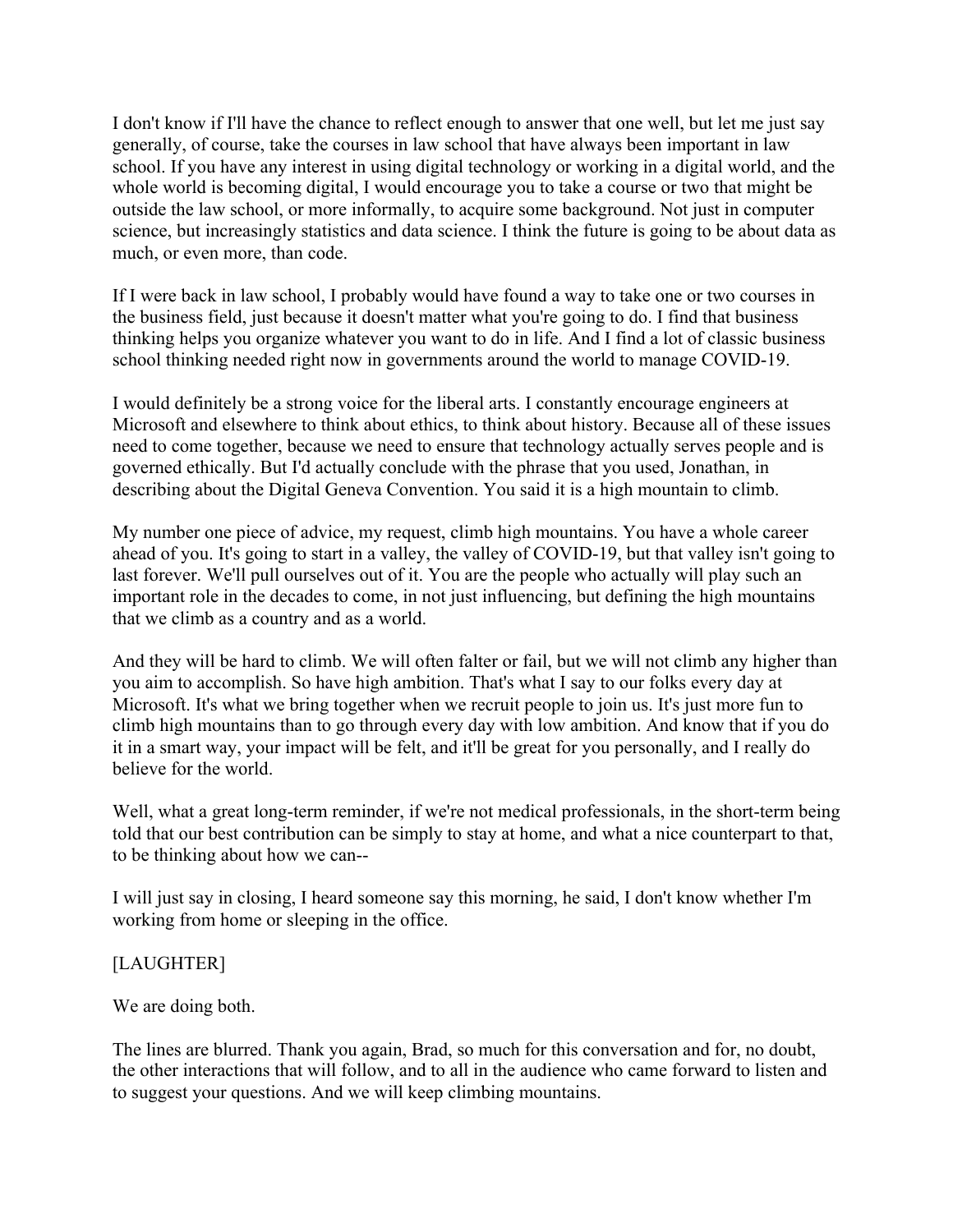I don't know if I'll have the chance to reflect enough to answer that one well, but let me just say generally, of course, take the courses in law school that have always been important in law school. If you have any interest in using digital technology or working in a digital world, and the whole world is becoming digital, I would encourage you to take a course or two that might be outside the law school, or more informally, to acquire some background. Not just in computer science, but increasingly statistics and data science. I think the future is going to be about data as much, or even more, than code.

If I were back in law school, I probably would have found a way to take one or two courses in the business field, just because it doesn't matter what you're going to do. I find that business thinking helps you organize whatever you want to do in life. And I find a lot of classic business school thinking needed right now in governments around the world to manage COVID-19.

I would definitely be a strong voice for the liberal arts. I constantly encourage engineers at Microsoft and elsewhere to think about ethics, to think about history. Because all of these issues need to come together, because we need to ensure that technology actually serves people and is governed ethically. But I'd actually conclude with the phrase that you used, Jonathan, in describing about the Digital Geneva Convention. You said it is a high mountain to climb.

My number one piece of advice, my request, climb high mountains. You have a whole career ahead of you. It's going to start in a valley, the valley of COVID-19, but that valley isn't going to last forever. We'll pull ourselves out of it. You are the people who actually will play such an important role in the decades to come, in not just influencing, but defining the high mountains that we climb as a country and as a world.

And they will be hard to climb. We will often falter or fail, but we will not climb any higher than you aim to accomplish. So have high ambition. That's what I say to our folks every day at Microsoft. It's what we bring together when we recruit people to join us. It's just more fun to climb high mountains than to go through every day with low ambition. And know that if you do it in a smart way, your impact will be felt, and it'll be great for you personally, and I really do believe for the world.

Well, what a great long-term reminder, if we're not medical professionals, in the short-term being told that our best contribution can be simply to stay at home, and what a nice counterpart to that, to be thinking about how we can--

I will just say in closing, I heard someone say this morning, he said, I don't know whether I'm working from home or sleeping in the office.

[LAUGHTER]

We are doing both.

The lines are blurred. Thank you again, Brad, so much for this conversation and for, no doubt, the other interactions that will follow, and to all in the audience who came forward to listen and to suggest your questions. And we will keep climbing mountains.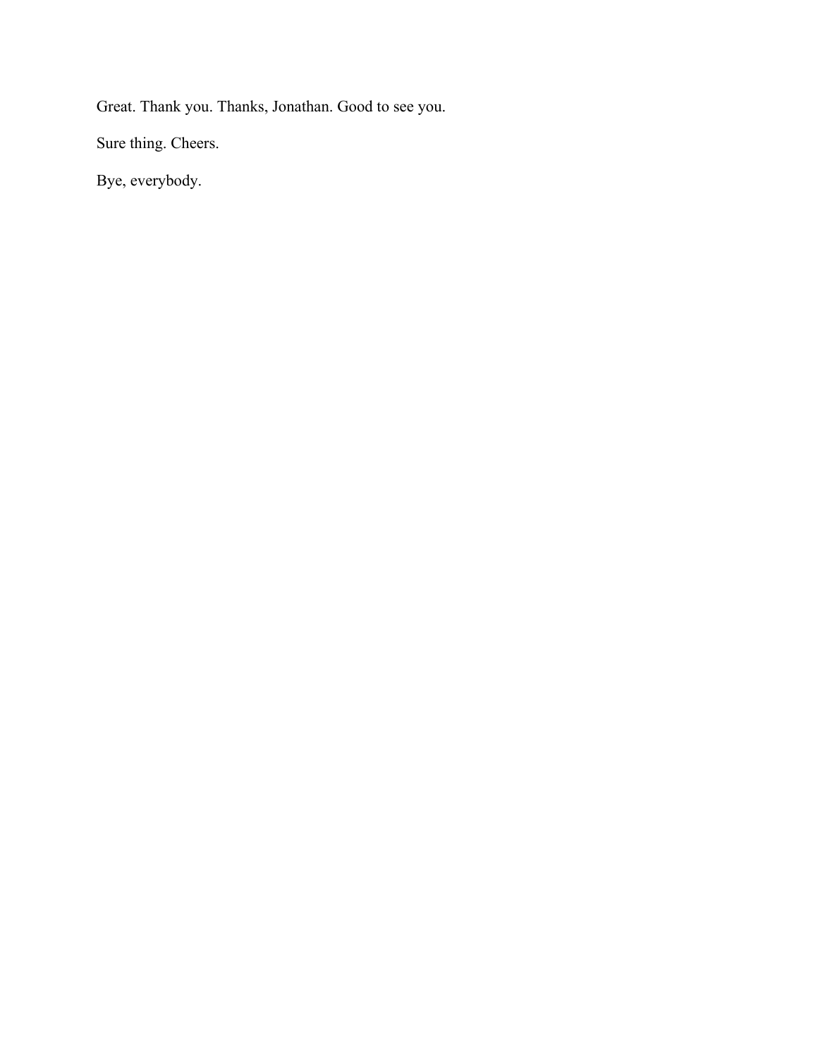Great. Thank you. Thanks, Jonathan. Good to see you.

Sure thing. Cheers.

Bye, everybody.